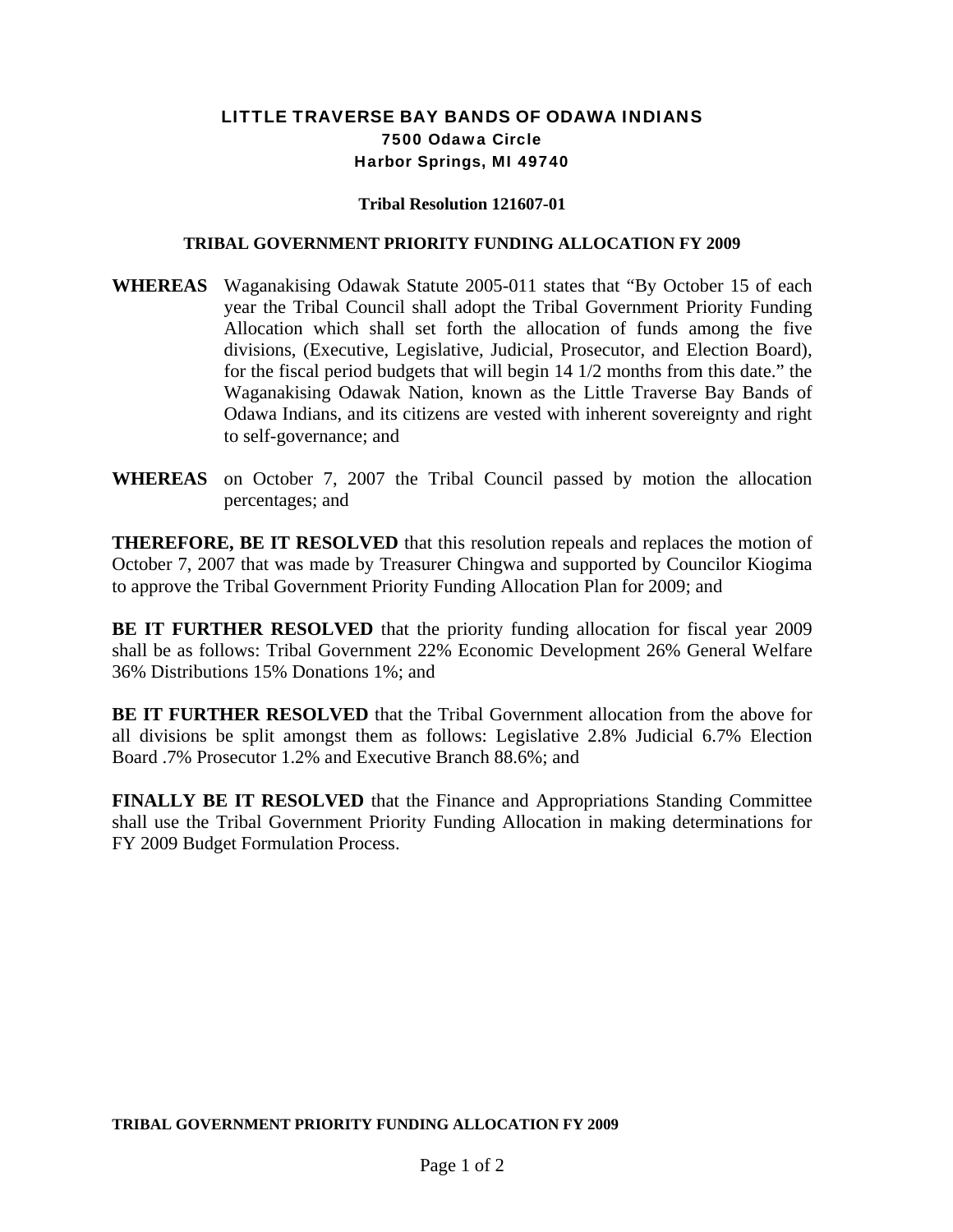# LITTLE TRAVERSE BAY BANDS OF ODAWA INDIANS

**7500 Odawa Circle**
**Harbor Springs, MI 49740**

**Tribal Resolution 121607-01**

## TRIBAL GOVERNMENT PRIORITY FUNDING ALLOCATION FY 2009

**WHEREAS** Waganakising Odawak Statute 2005-011 states that "By October 15 of each year the Tribal Council shall adopt the Tribal Government Priority Funding Allocation which shall set forth the allocation of funds among the five divisions, (Executive, Legislative, Judicial, Prosecutor, and Election Board), for the fiscal period budgets that will begin 14 1/2 months from this date." the Waganakising Odawak Nation, known as the Little Traverse Bay Bands of Odawa Indians, and its citizens are vested with inherent sovereignty and right to self-governance; and

**WHEREAS** on October 7, 2007 the Tribal Council passed by motion the allocation percentages; and

**THEREFORE, BE IT RESOLVED** that this resolution repeals and replaces the motion of October 7, 2007 that was made by Treasurer Chingwa and supported by Councilor Kiogima to approve the Tribal Government Priority Funding Allocation Plan for 2009; and

**BE IT FURTHER RESOLVED** that the priority funding allocation for fiscal year 2009 shall be as follows: Tribal Government 22% Economic Development 26% General Welfare 36% Distributions 15% Donations 1%; and

**BE IT FURTHER RESOLVED** that the Tribal Government allocation from the above for all divisions be split amongst them as follows: Legislative 2.8% Judicial 6.7% Election Board .7% Prosecutor 1.2% and Executive Branch 88.6%; and

**FINALLY BE IT RESOLVED** that the Finance and Appropriations Standing Committee shall use the Tribal Government Priority Funding Allocation in making determinations for FY 2009 Budget Formulation Process.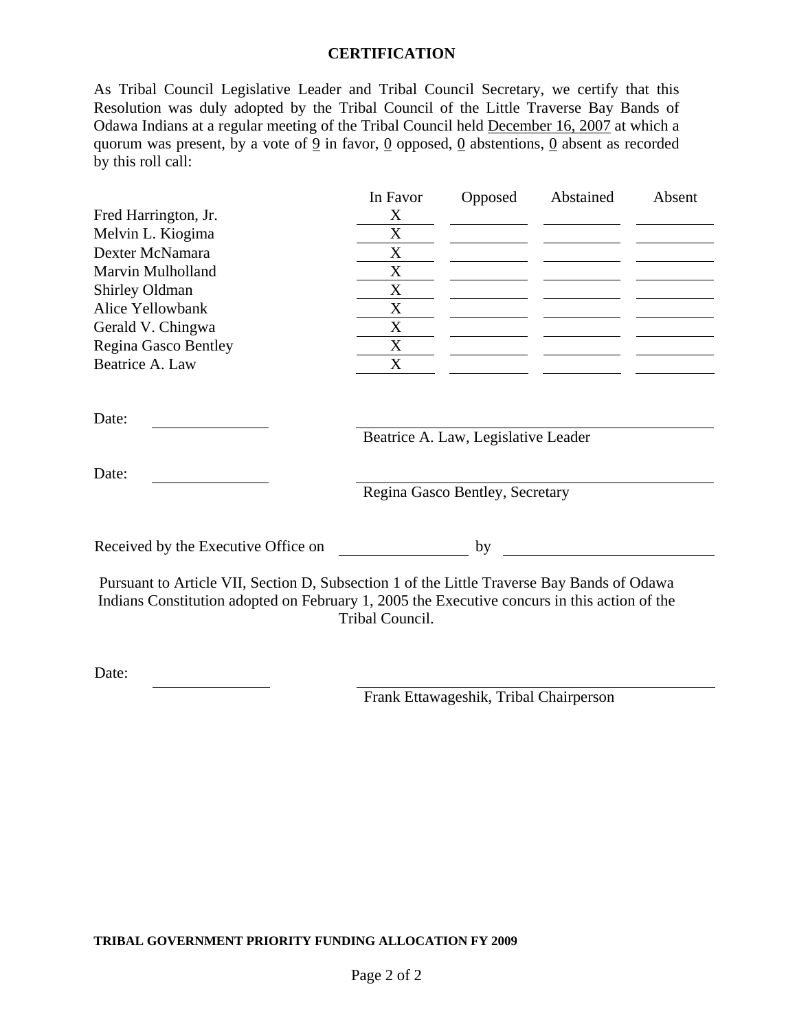## CERTIFICATION

As Tribal Council Legislative Leader and Tribal Council Secretary, we certify that this Resolution was duly adopted by the Tribal Council of the Little Traverse Bay Bands of Odawa Indians at a regular meeting of the Tribal Council held December 16, 2007 at which a quorum was present, by a vote of 9 in favor, 0 opposed, 0 abstentions, 0 absent as recorded by this roll call:

| | In Favor | Opposed | Abstained | Absent |
|---|---|---|---|---|
| Fred Harrington, Jr. | X | | | |
| Melvin L. Kiogima | X | | | |
| Dexter McNamara | X | | | |
| Marvin Mulholland | X | | | |
| Shirley Oldman | X | | | |
| Alice Yellowbank | X | | | |
| Gerald V. Chingwa | X | | | |
| Regina Gasco Bentley | X | | | |
| Beatrice A. Law | X | | | |

Date: ______________

______________________________
Beatrice A. Law, Legislative Leader

Date: ______________

______________________________
Regina Gasco Bentley, Secretary

Received by the Executive Office on ______________ by ______________________

Pursuant to Article VII, Section D, Subsection 1 of the Little Traverse Bay Bands of Odawa Indians Constitution adopted on February 1, 2005 the Executive concurs in this action of the Tribal Council.

Date: ______________

______________________________
Frank Ettawageshik, Tribal Chairperson

**TRIBAL GOVERNMENT PRIORITY FUNDING ALLOCATION FY 2009**